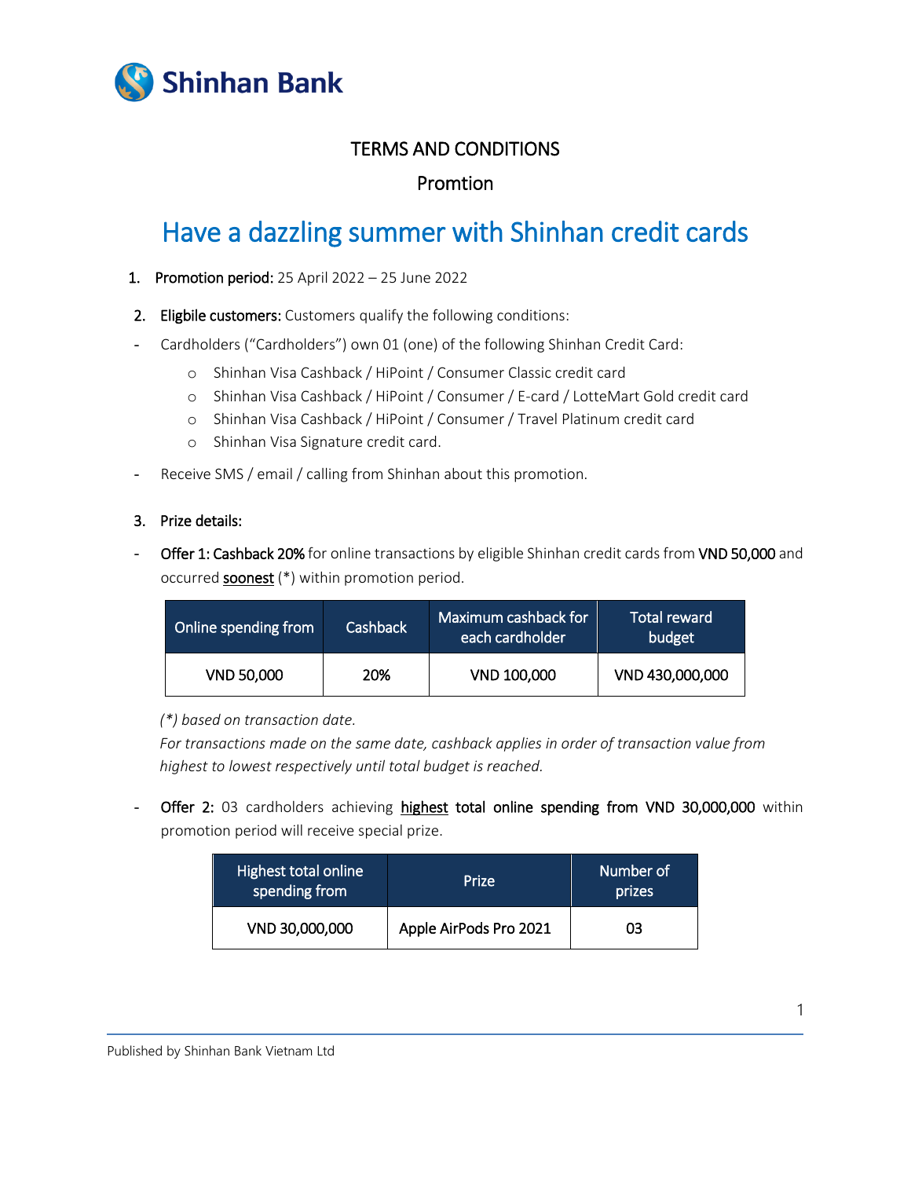Shinhan Bank

TERMS AND CONDITIONS

Promtion

# Have a dazzling summer with Shinhan credit cards

1. **Promotion period:** 25 April 2022 – 25 June 2022

2. **Eligbile customers:** Customers qualify the following conditions:

- Cardholders ("Cardholders") own 01 (one) of the following Shinhan Credit Card:
  - Shinhan Visa Cashback / HiPoint / Consumer Classic credit card
  - Shinhan Visa Cashback / HiPoint / Consumer / E-card / LotteMart Gold credit card
  - Shinhan Visa Cashback / HiPoint / Consumer / Travel Platinum credit card
  - Shinhan Visa Signature credit card.
- Receive SMS / email / calling from Shinhan about this promotion.

3. **Prize details:**

- **Offer 1: Cashback 20%** for online transactions by eligible Shinhan credit cards from **VND 50,000** and occurred soonest (*) within promotion period.

| Online spending from | Cashback | Maximum cashback for each cardholder | Total reward budget |
|---|---|---|---|
| VND 50,000 | 20% | VND 100,000 | VND 430,000,000 |

*(*) based on transaction date.*
*For transactions made on the same date, cashback applies in order of transaction value from highest to lowest respectively until total budget is reached.*

- **Offer 2:** 03 cardholders achieving **highest total online spending from VND 30,000,000** within promotion period will receive special prize.

| Highest total online spending from | Prize | Number of prizes |
|---|---|---|
| VND 30,000,000 | Apple AirPods Pro 2021 | 03 |

Published by Shinhan Bank Vietnam Ltd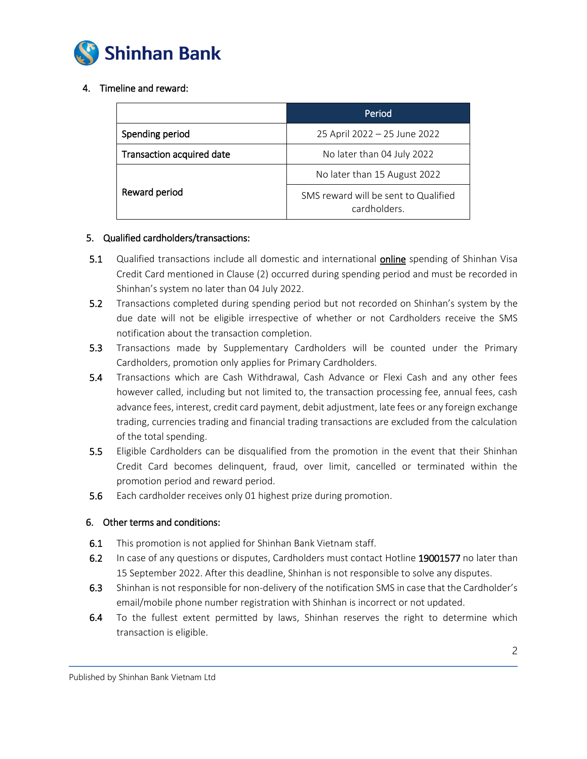## 4. Timeline and reward:

| | Period |
|---|---|
| Spending period | 25 April 2022 – 25 June 2022 |
| Transaction acquired date | No later than 04 July 2022 |
| Reward period | No later than 15 August 2022 |
| | SMS reward will be sent to Qualified cardholders. |

## 5. Qualified cardholders/transactions:

**5.1** Qualified transactions include all domestic and international **online** spending of Shinhan Visa Credit Card mentioned in Clause (2) occurred during spending period and must be recorded in Shinhan's system no later than 04 July 2022.

**5.2** Transactions completed during spending period but not recorded on Shinhan's system by the due date will not be eligible irrespective of whether or not Cardholders receive the SMS notification about the transaction completion.

**5.3** Transactions made by Supplementary Cardholders will be counted under the Primary Cardholders, promotion only applies for Primary Cardholders.

**5.4** Transactions which are Cash Withdrawal, Cash Advance or Flexi Cash and any other fees however called, including but not limited to, the transaction processing fee, annual fees, cash advance fees, interest, credit card payment, debit adjustment, late fees or any foreign exchange trading, currencies trading and financial trading transactions are excluded from the calculation of the total spending.

**5.5** Eligible Cardholders can be disqualified from the promotion in the event that their Shinhan Credit Card becomes delinquent, fraud, over limit, cancelled or terminated within the promotion period and reward period.

**5.6** Each cardholder receives only 01 highest prize during promotion.

## 6. Other terms and conditions:

**6.1** This promotion is not applied for Shinhan Bank Vietnam staff.

**6.2** In case of any questions or disputes, Cardholders must contact Hotline **19001577** no later than 15 September 2022. After this deadline, Shinhan is not responsible to solve any disputes.

**6.3** Shinhan is not responsible for non-delivery of the notification SMS in case that the Cardholder's email/mobile phone number registration with Shinhan is incorrect or not updated.

**6.4** To the fullest extent permitted by laws, Shinhan reserves the right to determine which transaction is eligible.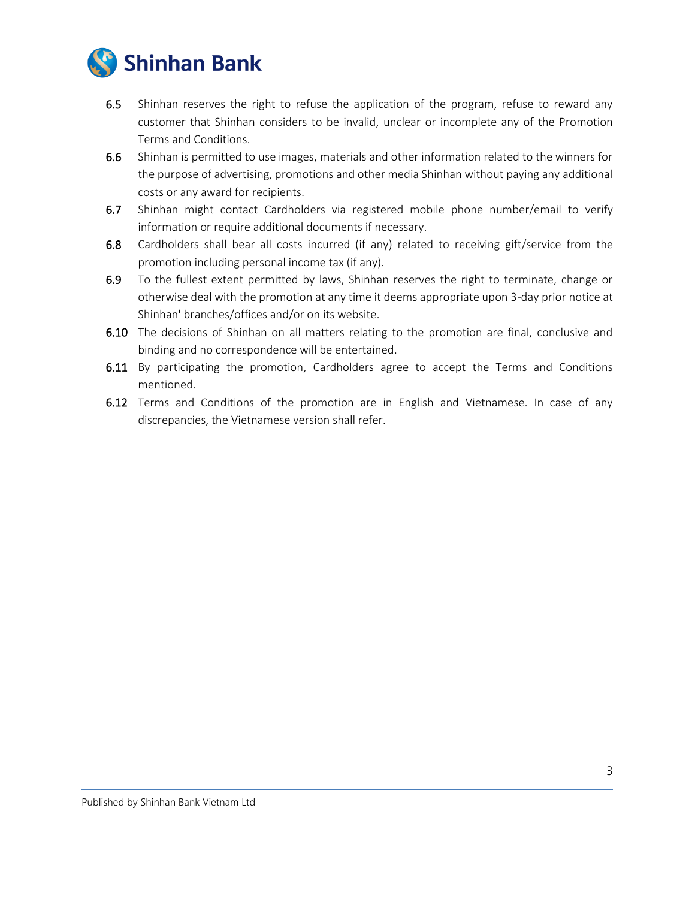6.5 Shinhan reserves the right to refuse the application of the program, refuse to reward any customer that Shinhan considers to be invalid, unclear or incomplete any of the Promotion Terms and Conditions.

6.6 Shinhan is permitted to use images, materials and other information related to the winners for the purpose of advertising, promotions and other media Shinhan without paying any additional costs or any award for recipients.

6.7 Shinhan might contact Cardholders via registered mobile phone number/email to verify information or require additional documents if necessary.

6.8 Cardholders shall bear all costs incurred (if any) related to receiving gift/service from the promotion including personal income tax (if any).

6.9 To the fullest extent permitted by laws, Shinhan reserves the right to terminate, change or otherwise deal with the promotion at any time it deems appropriate upon 3-day prior notice at Shinhan' branches/offices and/or on its website.

6.10 The decisions of Shinhan on all matters relating to the promotion are final, conclusive and binding and no correspondence will be entertained.

6.11 By participating the promotion, Cardholders agree to accept the Terms and Conditions mentioned.

6.12 Terms and Conditions of the promotion are in English and Vietnamese. In case of any discrepancies, the Vietnamese version shall refer.